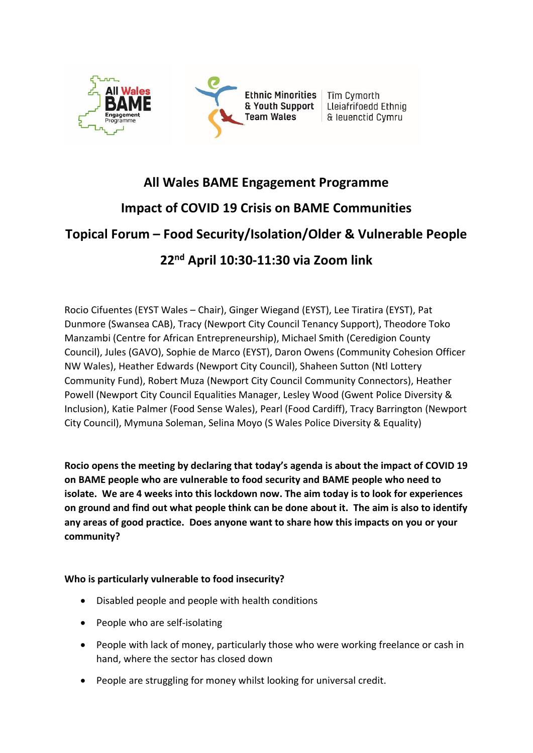# All Wales BAME Engagement Programme

## Impact of COVID 19 Crisis on BAME Communities

## Topical Forum – Food Security/Isolation/Older & Vulnerable People

## 22nd April 10:30-11:30 via Zoom link

Rocio Cifuentes (EYST Wales – Chair), Ginger Wiegand (EYST), Lee Tiratira (EYST), Pat Dunmore (Swansea CAB), Tracy (Newport City Council Tenancy Support), Theodore Toko Manzambi (Centre for African Entrepreneurship), Michael Smith (Ceredigion County Council), Jules (GAVO), Sophie de Marco (EYST), Daron Owens (Community Cohesion Officer NW Wales), Heather Edwards (Newport City Council), Shaheen Sutton (Ntl Lottery Community Fund), Robert Muza (Newport City Council Community Connectors), Heather Powell (Newport City Council Equalities Manager, Lesley Wood (Gwent Police Diversity & Inclusion), Katie Palmer (Food Sense Wales), Pearl (Food Cardiff), Tracy Barrington (Newport City Council), Mymuna Soleman, Selina Moyo (S Wales Police Diversity & Equality)

**Rocio opens the meeting by declaring that today's agenda is about the impact of COVID 19 on BAME people who are vulnerable to food security and BAME people who need to isolate. We are 4 weeks into this lockdown now. The aim today is to look for experiences on ground and find out what people think can be done about it. The aim is also to identify any areas of good practice. Does anyone want to share how this impacts on you or your community?**

**Who is particularly vulnerable to food insecurity?**

- Disabled people and people with health conditions
- People who are self-isolating
- People with lack of money, particularly those who were working freelance or cash in hand, where the sector has closed down
- People are struggling for money whilst looking for universal credit.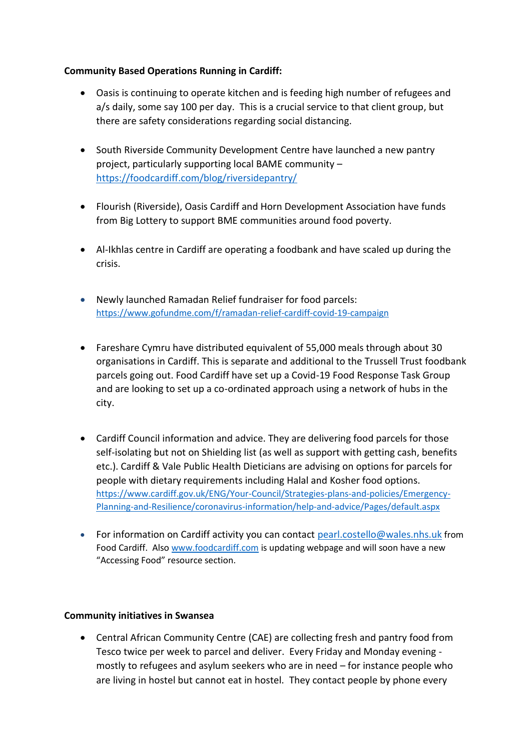**Community Based Operations Running in Cardiff:**

- Oasis is continuing to operate kitchen and is feeding high number of refugees and a/s daily, some say 100 per day. This is a crucial service to that client group, but there are safety considerations regarding social distancing.

- South Riverside Community Development Centre have launched a new pantry project, particularly supporting local BAME community – https://foodcardiff.com/blog/riversidepantry/

- Flourish (Riverside), Oasis Cardiff and Horn Development Association have funds from Big Lottery to support BME communities around food poverty.

- Al-Ikhlas centre in Cardiff are operating a foodbank and have scaled up during the crisis.

- Newly launched Ramadan Relief fundraiser for food parcels: https://www.gofundme.com/f/ramadan-relief-cardiff-covid-19-campaign

- Fareshare Cymru have distributed equivalent of 55,000 meals through about 30 organisations in Cardiff. This is separate and additional to the Trussell Trust foodbank parcels going out. Food Cardiff have set up a Covid-19 Food Response Task Group and are looking to set up a co-ordinated approach using a network of hubs in the city.

- Cardiff Council information and advice. They are delivering food parcels for those self-isolating but not on Shielding list (as well as support with getting cash, benefits etc.). Cardiff & Vale Public Health Dieticians are advising on options for parcels for people with dietary requirements including Halal and Kosher food options. https://www.cardiff.gov.uk/ENG/Your-Council/Strategies-plans-and-policies/Emergency-Planning-and-Resilience/coronavirus-information/help-and-advice/Pages/default.aspx

- For information on Cardiff activity you can contact pearl.costello@wales.nhs.uk from Food Cardiff. Also www.foodcardiff.com is updating webpage and will soon have a new "Accessing Food" resource section.

**Community initiatives in Swansea**

- Central African Community Centre (CAE) are collecting fresh and pantry food from Tesco twice per week to parcel and deliver. Every Friday and Monday evening - mostly to refugees and asylum seekers who are in need – for instance people who are living in hostel but cannot eat in hostel. They contact people by phone every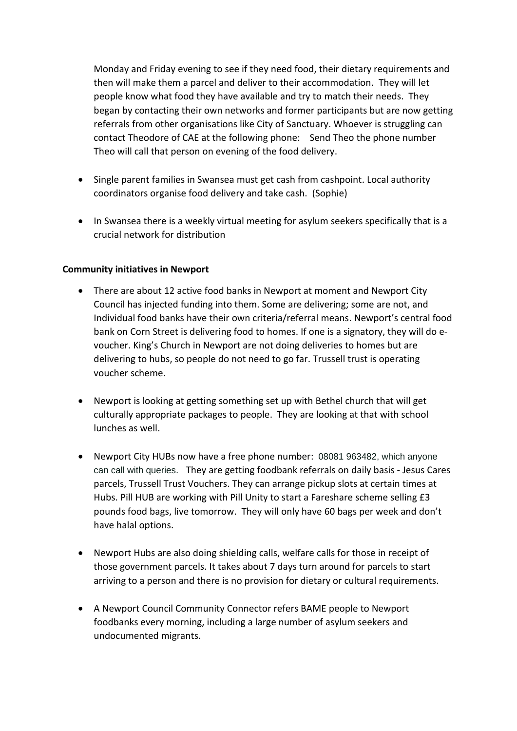Monday and Friday evening to see if they need food, their dietary requirements and then will make them a parcel and deliver to their accommodation. They will let people know what food they have available and try to match their needs. They began by contacting their own networks and former participants but are now getting referrals from other organisations like City of Sanctuary. Whoever is struggling can contact Theodore of CAE at the following phone: Send Theo the phone number Theo will call that person on evening of the food delivery.

- Single parent families in Swansea must get cash from cashpoint. Local authority coordinators organise food delivery and take cash. (Sophie)

- In Swansea there is a weekly virtual meeting for asylum seekers specifically that is a crucial network for distribution

**Community initiatives in Newport**

- There are about 12 active food banks in Newport at moment and Newport City Council has injected funding into them. Some are delivering; some are not, and Individual food banks have their own criteria/referral means. Newport's central food bank on Corn Street is delivering food to homes. If one is a signatory, they will do e-voucher. King's Church in Newport are not doing deliveries to homes but are delivering to hubs, so people do not need to go far. Trussell trust is operating voucher scheme.

- Newport is looking at getting something set up with Bethel church that will get culturally appropriate packages to people. They are looking at that with school lunches as well.

- Newport City HUBs now have a free phone number: 08081 963482, which anyone can call with queries. They are getting foodbank referrals on daily basis - Jesus Cares parcels, Trussell Trust Vouchers. They can arrange pickup slots at certain times at Hubs. Pill HUB are working with Pill Unity to start a Fareshare scheme selling £3 pounds food bags, live tomorrow. They will only have 60 bags per week and don't have halal options.

- Newport Hubs are also doing shielding calls, welfare calls for those in receipt of those government parcels. It takes about 7 days turn around for parcels to start arriving to a person and there is no provision for dietary or cultural requirements.

- A Newport Council Community Connector refers BAME people to Newport foodbanks every morning, including a large number of asylum seekers and undocumented migrants.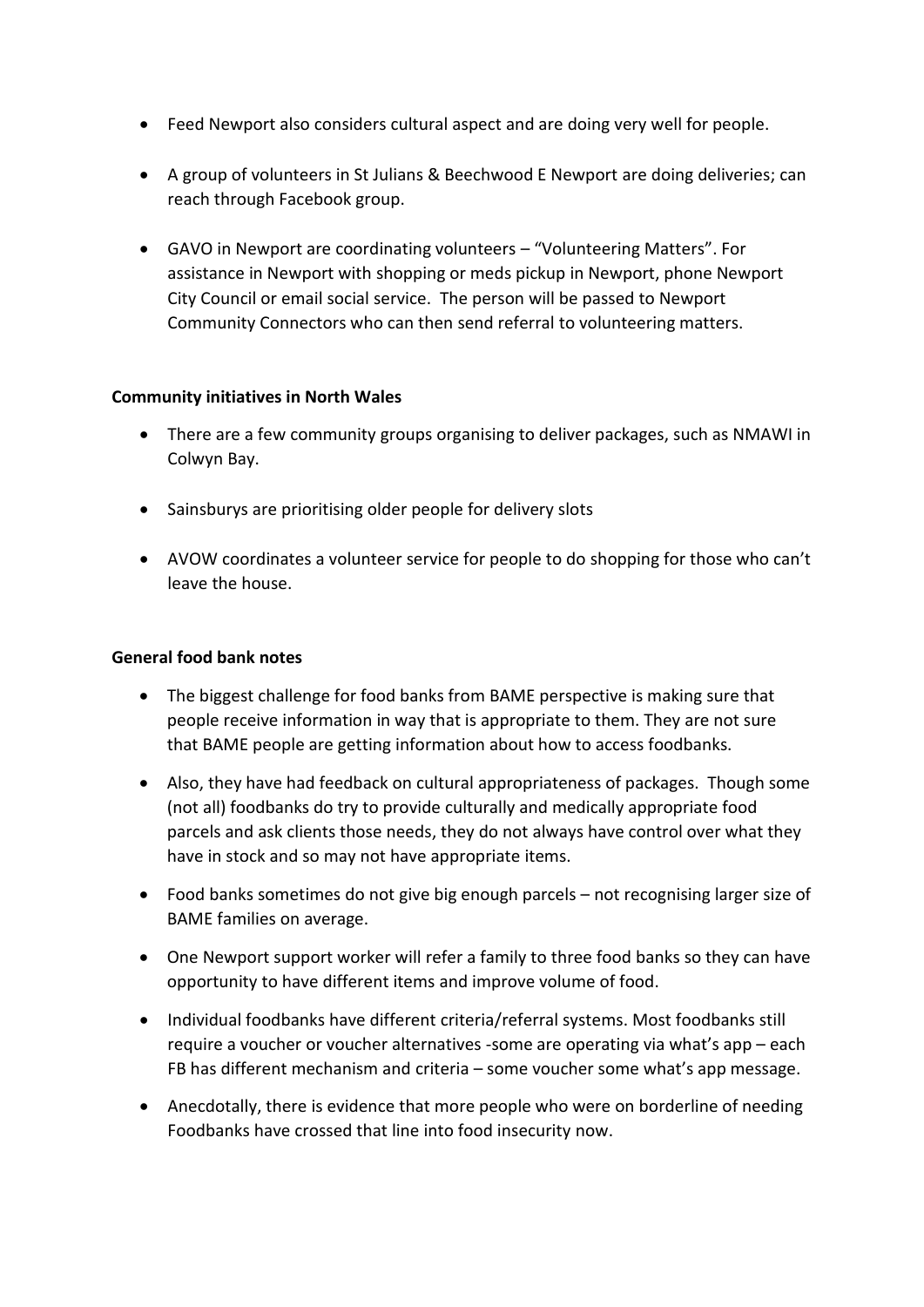- Feed Newport also considers cultural aspect and are doing very well for people.

- A group of volunteers in St Julians & Beechwood E Newport are doing deliveries; can reach through Facebook group.

- GAVO in Newport are coordinating volunteers – "Volunteering Matters". For assistance in Newport with shopping or meds pickup in Newport, phone Newport City Council or email social service. The person will be passed to Newport Community Connectors who can then send referral to volunteering matters.

**Community initiatives in North Wales**

- There are a few community groups organising to deliver packages, such as NMAWI in Colwyn Bay.

- Sainsburys are prioritising older people for delivery slots

- AVOW coordinates a volunteer service for people to do shopping for those who can't leave the house.

**General food bank notes**

- The biggest challenge for food banks from BAME perspective is making sure that people receive information in way that is appropriate to them. They are not sure that BAME people are getting information about how to access foodbanks.

- Also, they have had feedback on cultural appropriateness of packages. Though some (not all) foodbanks do try to provide culturally and medically appropriate food parcels and ask clients those needs, they do not always have control over what they have in stock and so may not have appropriate items.

- Food banks sometimes do not give big enough parcels – not recognising larger size of BAME families on average.

- One Newport support worker will refer a family to three food banks so they can have opportunity to have different items and improve volume of food.

- Individual foodbanks have different criteria/referral systems. Most foodbanks still require a voucher or voucher alternatives -some are operating via what's app – each FB has different mechanism and criteria – some voucher some what's app message.

- Anecdotally, there is evidence that more people who were on borderline of needing Foodbanks have crossed that line into food insecurity now.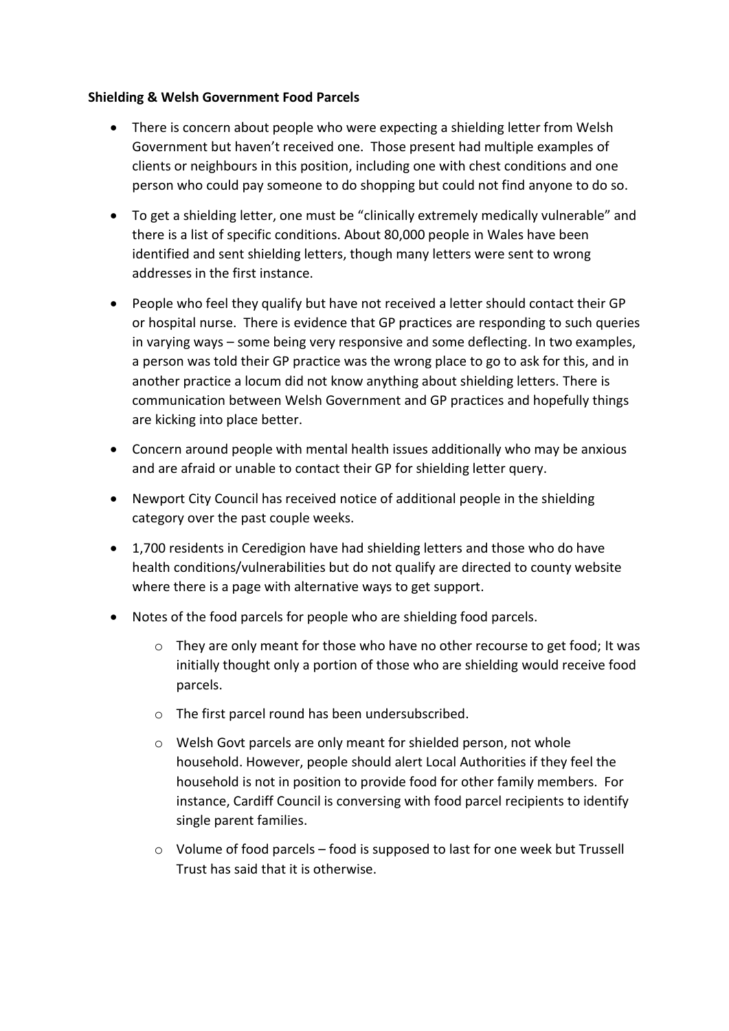**Shielding & Welsh Government Food Parcels**

- There is concern about people who were expecting a shielding letter from Welsh Government but haven't received one. Those present had multiple examples of clients or neighbours in this position, including one with chest conditions and one person who could pay someone to do shopping but could not find anyone to do so.
- To get a shielding letter, one must be "clinically extremely medically vulnerable" and there is a list of specific conditions. About 80,000 people in Wales have been identified and sent shielding letters, though many letters were sent to wrong addresses in the first instance.
- People who feel they qualify but have not received a letter should contact their GP or hospital nurse. There is evidence that GP practices are responding to such queries in varying ways – some being very responsive and some deflecting. In two examples, a person was told their GP practice was the wrong place to go to ask for this, and in another practice a locum did not know anything about shielding letters. There is communication between Welsh Government and GP practices and hopefully things are kicking into place better.
- Concern around people with mental health issues additionally who may be anxious and are afraid or unable to contact their GP for shielding letter query.
- Newport City Council has received notice of additional people in the shielding category over the past couple weeks.
- 1,700 residents in Ceredigion have had shielding letters and those who do have health conditions/vulnerabilities but do not qualify are directed to county website where there is a page with alternative ways to get support.
- Notes of the food parcels for people who are shielding food parcels.
  - They are only meant for those who have no other recourse to get food; It was initially thought only a portion of those who are shielding would receive food parcels.
  - The first parcel round has been undersubscribed.
  - Welsh Govt parcels are only meant for shielded person, not whole household. However, people should alert Local Authorities if they feel the household is not in position to provide food for other family members. For instance, Cardiff Council is conversing with food parcel recipients to identify single parent families.
  - Volume of food parcels – food is supposed to last for one week but Trussell Trust has said that it is otherwise.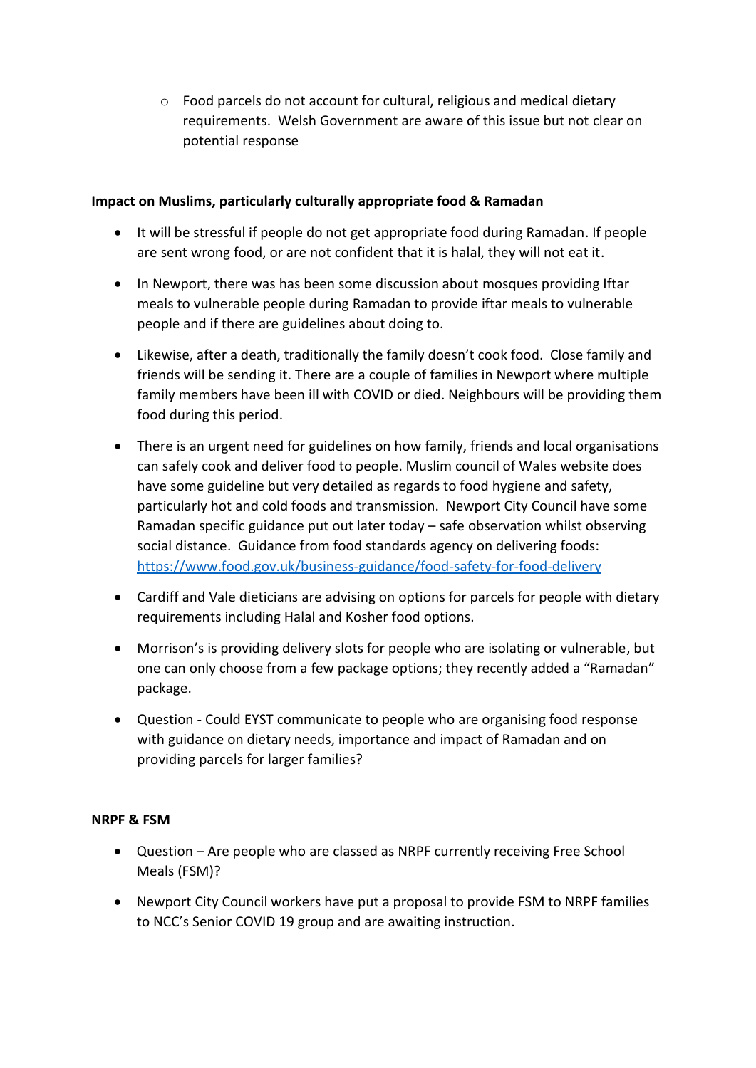- Food parcels do not account for cultural, religious and medical dietary requirements. Welsh Government are aware of this issue but not clear on potential response

**Impact on Muslims, particularly culturally appropriate food & Ramadan**

- It will be stressful if people do not get appropriate food during Ramadan. If people are sent wrong food, or are not confident that it is halal, they will not eat it.
- In Newport, there was has been some discussion about mosques providing Iftar meals to vulnerable people during Ramadan to provide iftar meals to vulnerable people and if there are guidelines about doing to.
- Likewise, after a death, traditionally the family doesn't cook food. Close family and friends will be sending it. There are a couple of families in Newport where multiple family members have been ill with COVID or died. Neighbours will be providing them food during this period.
- There is an urgent need for guidelines on how family, friends and local organisations can safely cook and deliver food to people. Muslim council of Wales website does have some guideline but very detailed as regards to food hygiene and safety, particularly hot and cold foods and transmission. Newport City Council have some Ramadan specific guidance put out later today – safe observation whilst observing social distance. Guidance from food standards agency on delivering foods: https://www.food.gov.uk/business-guidance/food-safety-for-food-delivery
- Cardiff and Vale dieticians are advising on options for parcels for people with dietary requirements including Halal and Kosher food options.
- Morrison's is providing delivery slots for people who are isolating or vulnerable, but one can only choose from a few package options; they recently added a "Ramadan" package.
- Question - Could EYST communicate to people who are organising food response with guidance on dietary needs, importance and impact of Ramadan and on providing parcels for larger families?

**NRPF & FSM**

- Question – Are people who are classed as NRPF currently receiving Free School Meals (FSM)?
- Newport City Council workers have put a proposal to provide FSM to NRPF families to NCC's Senior COVID 19 group and are awaiting instruction.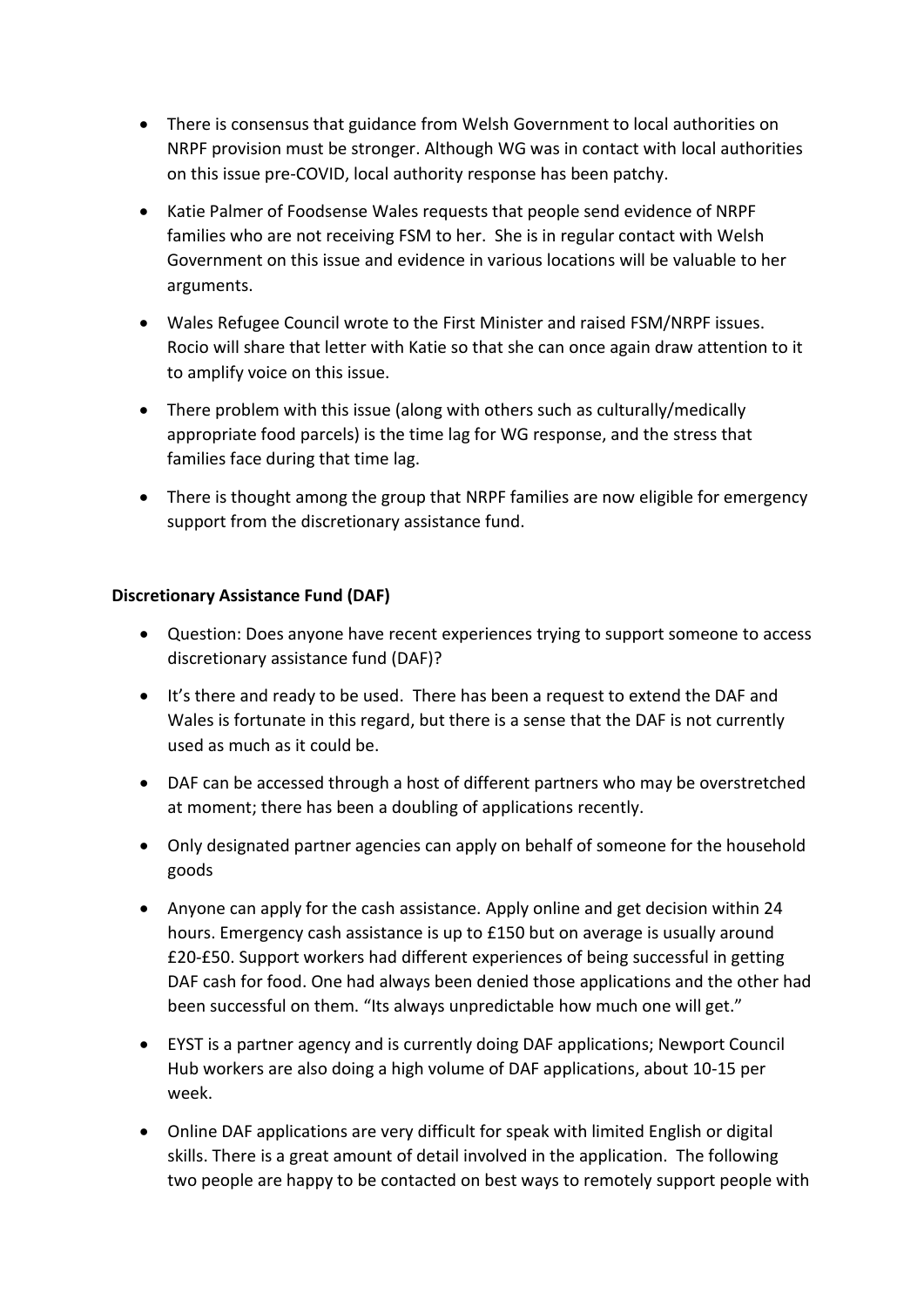- There is consensus that guidance from Welsh Government to local authorities on NRPF provision must be stronger. Although WG was in contact with local authorities on this issue pre-COVID, local authority response has been patchy.
- Katie Palmer of Foodsense Wales requests that people send evidence of NRPF families who are not receiving FSM to her. She is in regular contact with Welsh Government on this issue and evidence in various locations will be valuable to her arguments.
- Wales Refugee Council wrote to the First Minister and raised FSM/NRPF issues. Rocio will share that letter with Katie so that she can once again draw attention to it to amplify voice on this issue.
- There problem with this issue (along with others such as culturally/medically appropriate food parcels) is the time lag for WG response, and the stress that families face during that time lag.
- There is thought among the group that NRPF families are now eligible for emergency support from the discretionary assistance fund.

**Discretionary Assistance Fund (DAF)**

- Question: Does anyone have recent experiences trying to support someone to access discretionary assistance fund (DAF)?
- It's there and ready to be used. There has been a request to extend the DAF and Wales is fortunate in this regard, but there is a sense that the DAF is not currently used as much as it could be.
- DAF can be accessed through a host of different partners who may be overstretched at moment; there has been a doubling of applications recently.
- Only designated partner agencies can apply on behalf of someone for the household goods
- Anyone can apply for the cash assistance. Apply online and get decision within 24 hours. Emergency cash assistance is up to £150 but on average is usually around £20-£50. Support workers had different experiences of being successful in getting DAF cash for food. One had always been denied those applications and the other had been successful on them. "Its always unpredictable how much one will get."
- EYST is a partner agency and is currently doing DAF applications; Newport Council Hub workers are also doing a high volume of DAF applications, about 10-15 per week.
- Online DAF applications are very difficult for speak with limited English or digital skills. There is a great amount of detail involved in the application. The following two people are happy to be contacted on best ways to remotely support people with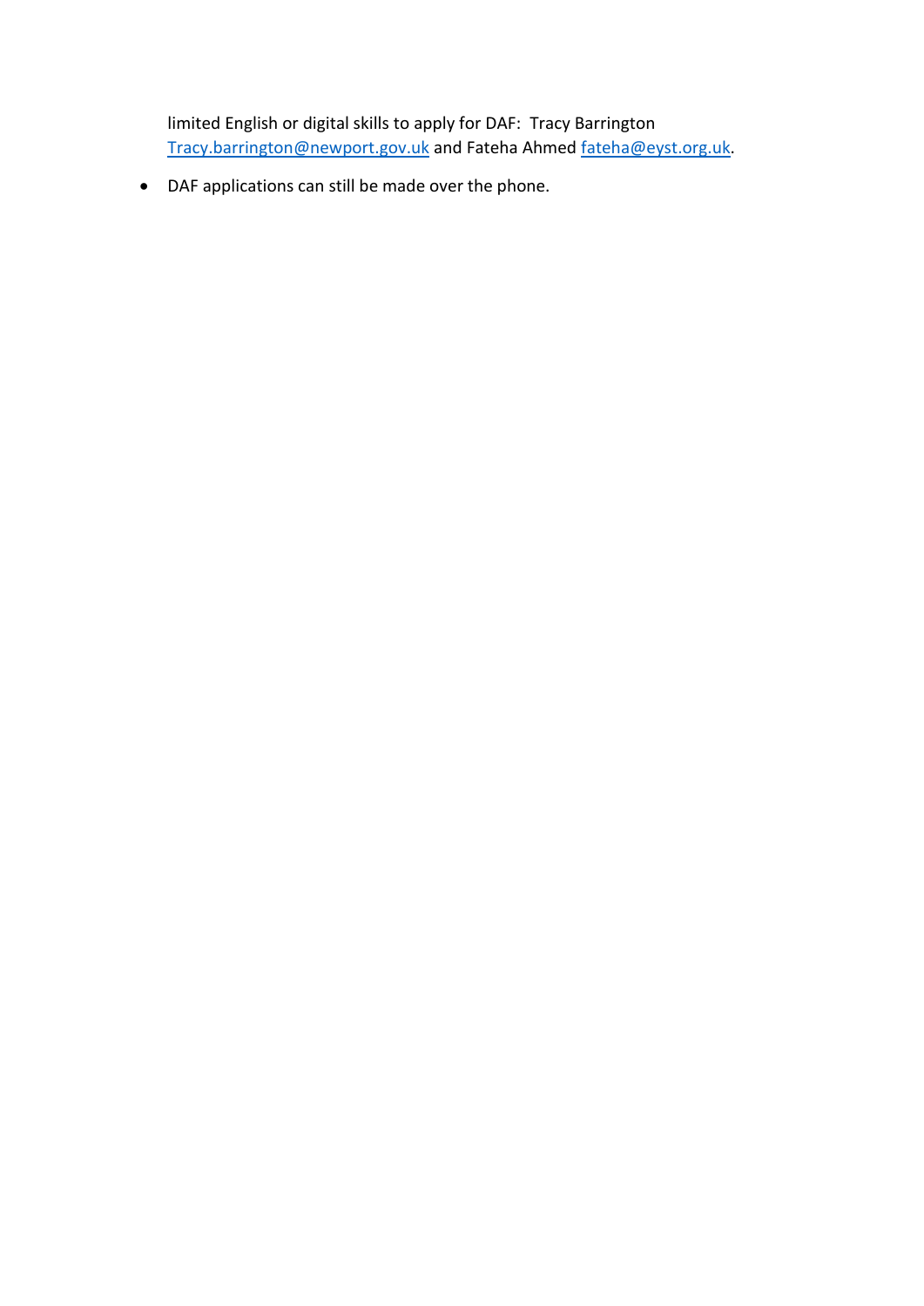limited English or digital skills to apply for DAF: Tracy Barrington Tracy.barrington@newport.gov.uk and Fateha Ahmed fateha@eyst.org.uk.

- DAF applications can still be made over the phone.